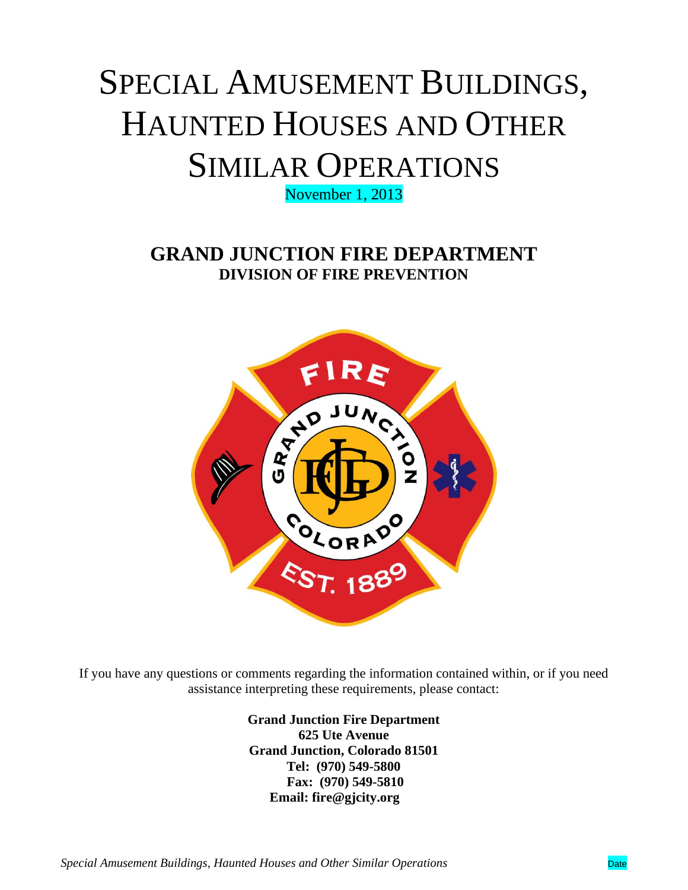# SPECIAL AMUSEMENT BUILDINGS, HAUNTED HOUSES AND OTHER SIMILAR OPERATIONS

November 1, 2013

## GRAND JUNCTION FIRE DEPARTMENT

### DIVISION OF FIRE PREVENTION

If you have any questions or comments regarding the information contained within, or if you need assistance interpreting these requirements, please contact:

**Grand Junction Fire Department**
**625 Ute Avenue**
**Grand Junction, Colorado 81501**
**Tel: (970) 549-5800**
**Fax: (970) 549-5810**
**Email: fire@gjcity.org**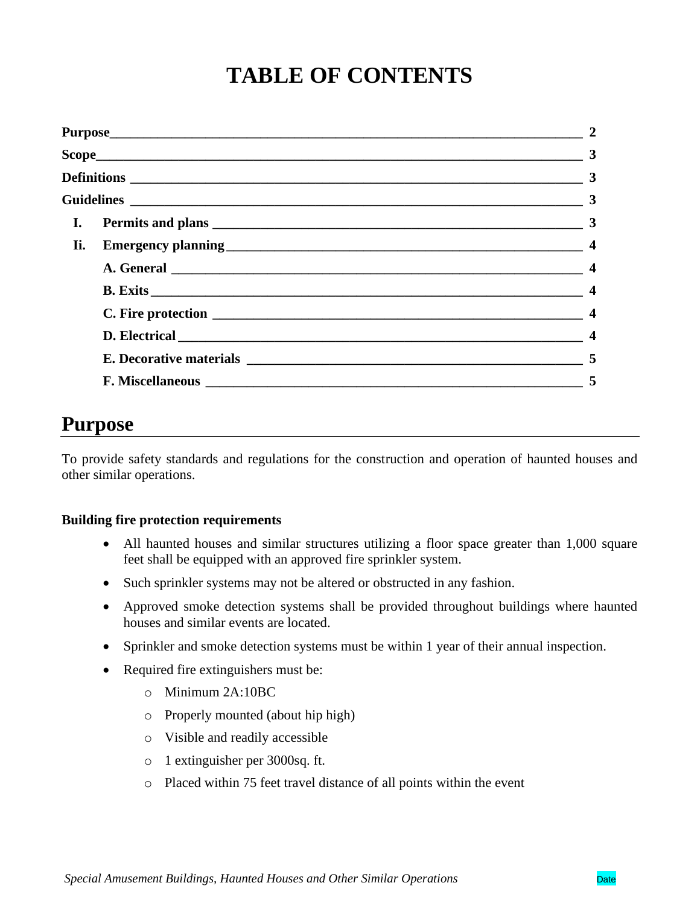# TABLE OF CONTENTS

| | |
|---|---|
| **Purpose** | **2** |
| **Scope** | **3** |
| **Definitions** | **3** |
| **Guidelines** | **3** |
| **I. Permits and plans** | **3** |
| **Ii. Emergency planning** | **4** |
| **A. General** | **4** |
| **B. Exits** | **4** |
| **C. Fire protection** | **4** |
| **D. Electrical** | **4** |
| **E. Decorative materials** | **5** |
| **F. Miscellaneous** | **5** |

# Purpose

To provide safety standards and regulations for the construction and operation of haunted houses and other similar operations.

**Building fire protection requirements**

- All haunted houses and similar structures utilizing a floor space greater than 1,000 square feet shall be equipped with an approved fire sprinkler system.
- Such sprinkler systems may not be altered or obstructed in any fashion.
- Approved smoke detection systems shall be provided throughout buildings where haunted houses and similar events are located.
- Sprinkler and smoke detection systems must be within 1 year of their annual inspection.
- Required fire extinguishers must be:
  - Minimum 2A:10BC
  - Properly mounted (about hip high)
  - Visible and readily accessible
  - 1 extinguisher per 3000sq. ft.
  - Placed within 75 feet travel distance of all points within the event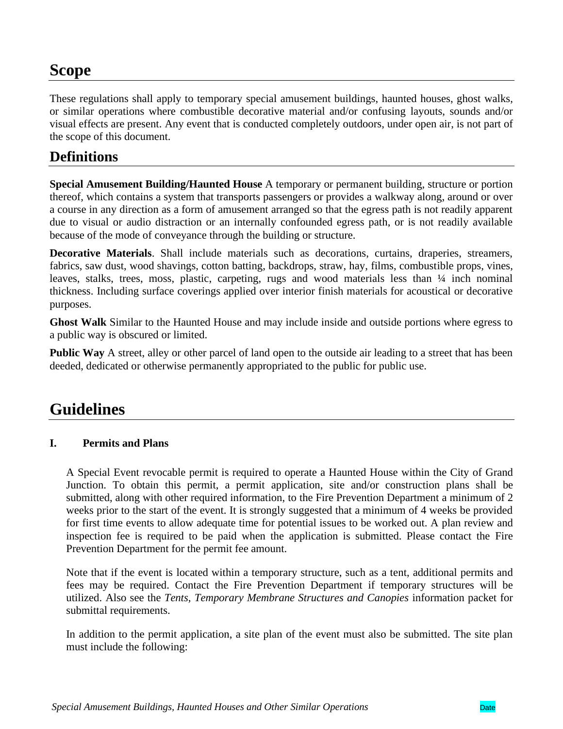# Scope

These regulations shall apply to temporary special amusement buildings, haunted houses, ghost walks, or similar operations where combustible decorative material and/or confusing layouts, sounds and/or visual effects are present. Any event that is conducted completely outdoors, under open air, is not part of the scope of this document.

# Definitions

**Special Amusement Building/Haunted House** A temporary or permanent building, structure or portion thereof, which contains a system that transports passengers or provides a walkway along, around or over a course in any direction as a form of amusement arranged so that the egress path is not readily apparent due to visual or audio distraction or an internally confounded egress path, or is not readily available because of the mode of conveyance through the building or structure.

**Decorative Materials**. Shall include materials such as decorations, curtains, draperies, streamers, fabrics, saw dust, wood shavings, cotton batting, backdrops, straw, hay, films, combustible props, vines, leaves, stalks, trees, moss, plastic, carpeting, rugs and wood materials less than ¼ inch nominal thickness. Including surface coverings applied over interior finish materials for acoustical or decorative purposes.

**Ghost Walk** Similar to the Haunted House and may include inside and outside portions where egress to a public way is obscured or limited.

**Public Way** A street, alley or other parcel of land open to the outside air leading to a street that has been deeded, dedicated or otherwise permanently appropriated to the public for public use.

# Guidelines

## I. Permits and Plans

A Special Event revocable permit is required to operate a Haunted House within the City of Grand Junction. To obtain this permit, a permit application, site and/or construction plans shall be submitted, along with other required information, to the Fire Prevention Department a minimum of 2 weeks prior to the start of the event. It is strongly suggested that a minimum of 4 weeks be provided for first time events to allow adequate time for potential issues to be worked out. A plan review and inspection fee is required to be paid when the application is submitted. Please contact the Fire Prevention Department for the permit fee amount.

Note that if the event is located within a temporary structure, such as a tent, additional permits and fees may be required. Contact the Fire Prevention Department if temporary structures will be utilized. Also see the *Tents, Temporary Membrane Structures and Canopies* information packet for submittal requirements.

In addition to the permit application, a site plan of the event must also be submitted. The site plan must include the following: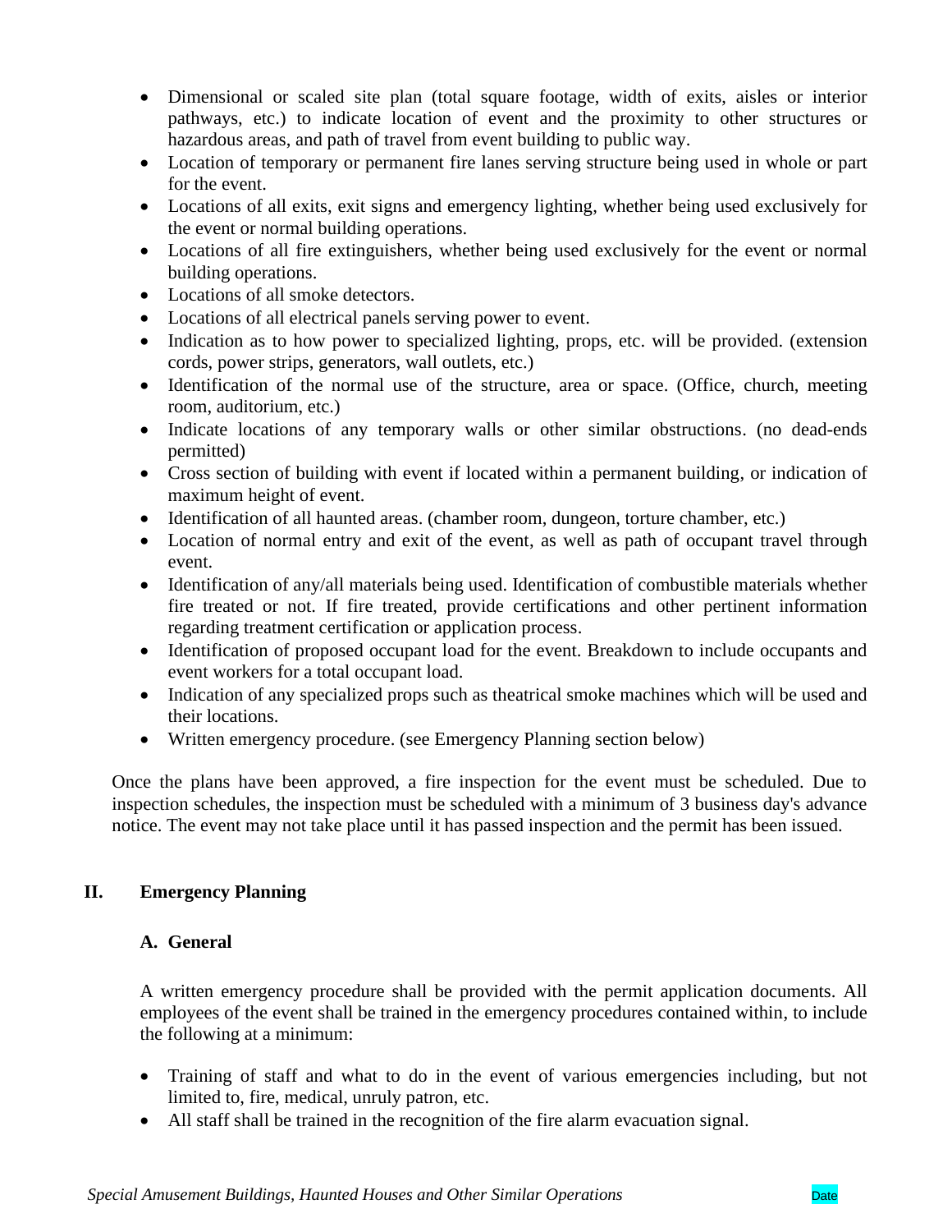- Dimensional or scaled site plan (total square footage, width of exits, aisles or interior pathways, etc.) to indicate location of event and the proximity to other structures or hazardous areas, and path of travel from event building to public way.
- Location of temporary or permanent fire lanes serving structure being used in whole or part for the event.
- Locations of all exits, exit signs and emergency lighting, whether being used exclusively for the event or normal building operations.
- Locations of all fire extinguishers, whether being used exclusively for the event or normal building operations.
- Locations of all smoke detectors.
- Locations of all electrical panels serving power to event.
- Indication as to how power to specialized lighting, props, etc. will be provided. (extension cords, power strips, generators, wall outlets, etc.)
- Identification of the normal use of the structure, area or space. (Office, church, meeting room, auditorium, etc.)
- Indicate locations of any temporary walls or other similar obstructions. (no dead-ends permitted)
- Cross section of building with event if located within a permanent building, or indication of maximum height of event.
- Identification of all haunted areas. (chamber room, dungeon, torture chamber, etc.)
- Location of normal entry and exit of the event, as well as path of occupant travel through event.
- Identification of any/all materials being used. Identification of combustible materials whether fire treated or not. If fire treated, provide certifications and other pertinent information regarding treatment certification or application process.
- Identification of proposed occupant load for the event. Breakdown to include occupants and event workers for a total occupant load.
- Indication of any specialized props such as theatrical smoke machines which will be used and their locations.
- Written emergency procedure. (see Emergency Planning section below)

Once the plans have been approved, a fire inspection for the event must be scheduled. Due to inspection schedules, the inspection must be scheduled with a minimum of 3 business day's advance notice. The event may not take place until it has passed inspection and the permit has been issued.

## II. Emergency Planning

### A. General

A written emergency procedure shall be provided with the permit application documents. All employees of the event shall be trained in the emergency procedures contained within, to include the following at a minimum:

- Training of staff and what to do in the event of various emergencies including, but not limited to, fire, medical, unruly patron, etc.
- All staff shall be trained in the recognition of the fire alarm evacuation signal.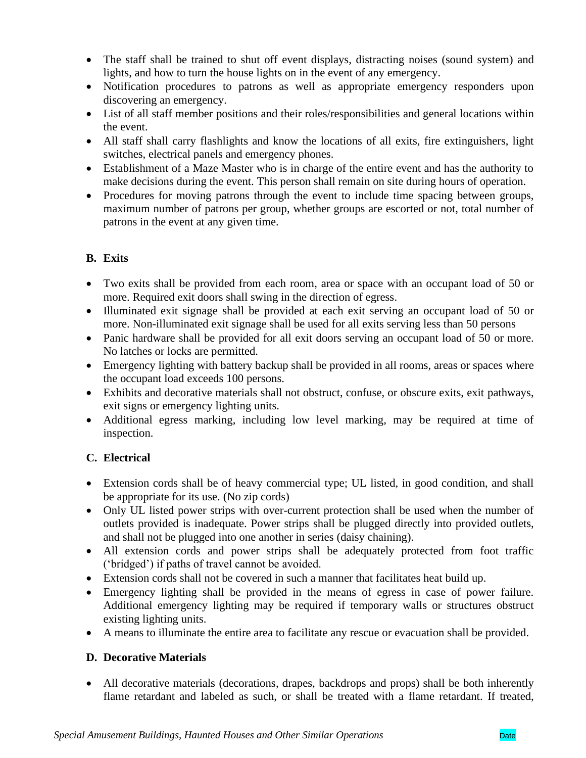- The staff shall be trained to shut off event displays, distracting noises (sound system) and lights, and how to turn the house lights on in the event of any emergency.
- Notification procedures to patrons as well as appropriate emergency responders upon discovering an emergency.
- List of all staff member positions and their roles/responsibilities and general locations within the event.
- All staff shall carry flashlights and know the locations of all exits, fire extinguishers, light switches, electrical panels and emergency phones.
- Establishment of a Maze Master who is in charge of the entire event and has the authority to make decisions during the event. This person shall remain on site during hours of operation.
- Procedures for moving patrons through the event to include time spacing between groups, maximum number of patrons per group, whether groups are escorted or not, total number of patrons in the event at any given time.

**B. Exits**

- Two exits shall be provided from each room, area or space with an occupant load of 50 or more. Required exit doors shall swing in the direction of egress.
- Illuminated exit signage shall be provided at each exit serving an occupant load of 50 or more. Non-illuminated exit signage shall be used for all exits serving less than 50 persons
- Panic hardware shall be provided for all exit doors serving an occupant load of 50 or more. No latches or locks are permitted.
- Emergency lighting with battery backup shall be provided in all rooms, areas or spaces where the occupant load exceeds 100 persons.
- Exhibits and decorative materials shall not obstruct, confuse, or obscure exits, exit pathways, exit signs or emergency lighting units.
- Additional egress marking, including low level marking, may be required at time of inspection.

**C. Electrical**

- Extension cords shall be of heavy commercial type; UL listed, in good condition, and shall be appropriate for its use. (No zip cords)
- Only UL listed power strips with over-current protection shall be used when the number of outlets provided is inadequate. Power strips shall be plugged directly into provided outlets, and shall not be plugged into one another in series (daisy chaining).
- All extension cords and power strips shall be adequately protected from foot traffic ('bridged') if paths of travel cannot be avoided.
- Extension cords shall not be covered in such a manner that facilitates heat build up.
- Emergency lighting shall be provided in the means of egress in case of power failure. Additional emergency lighting may be required if temporary walls or structures obstruct existing lighting units.
- A means to illuminate the entire area to facilitate any rescue or evacuation shall be provided.

**D. Decorative Materials**

- All decorative materials (decorations, drapes, backdrops and props) shall be both inherently flame retardant and labeled as such, or shall be treated with a flame retardant. If treated,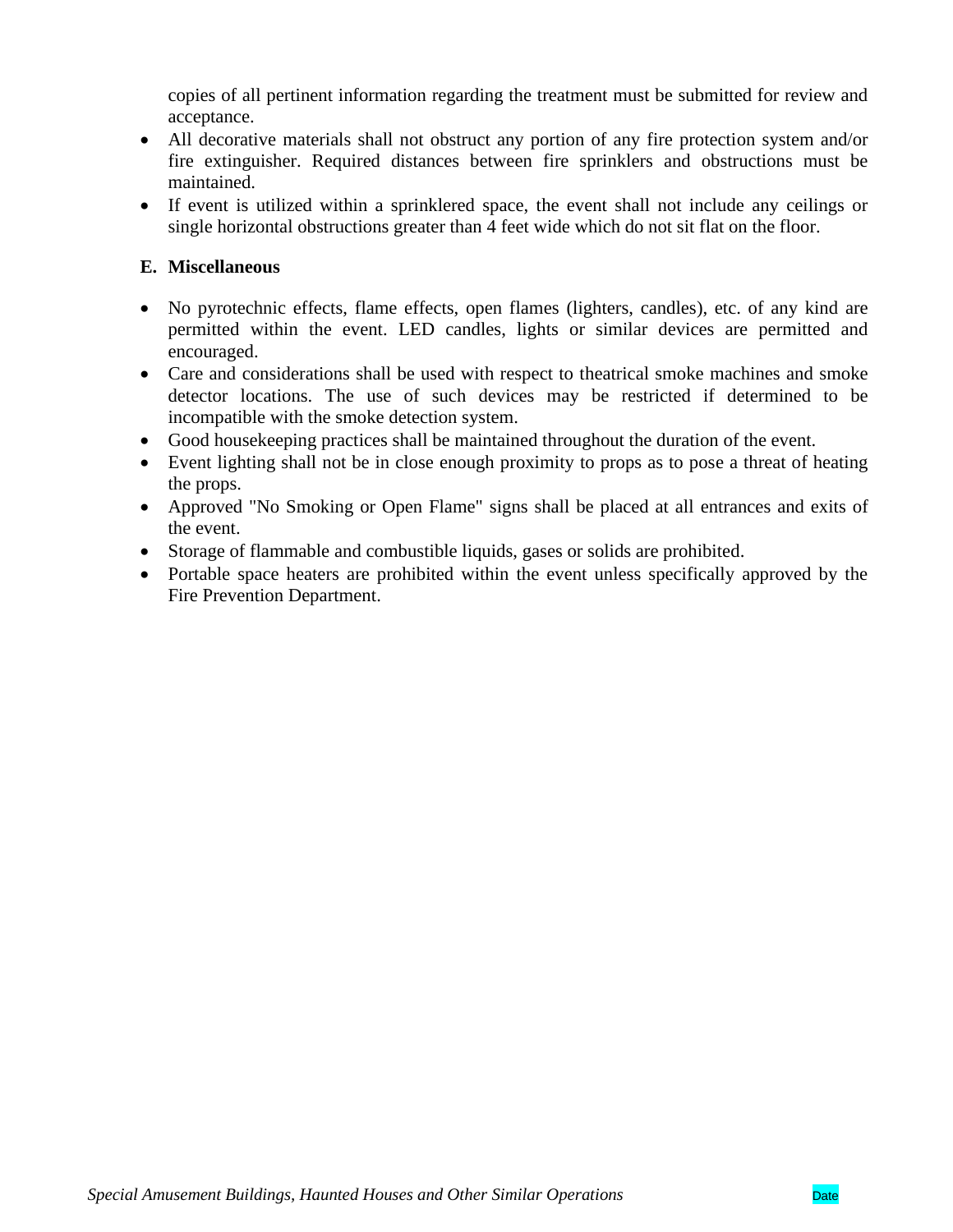copies of all pertinent information regarding the treatment must be submitted for review and acceptance.

- All decorative materials shall not obstruct any portion of any fire protection system and/or fire extinguisher. Required distances between fire sprinklers and obstructions must be maintained.
- If event is utilized within a sprinklered space, the event shall not include any ceilings or single horizontal obstructions greater than 4 feet wide which do not sit flat on the floor.

**E. Miscellaneous**

- No pyrotechnic effects, flame effects, open flames (lighters, candles), etc. of any kind are permitted within the event. LED candles, lights or similar devices are permitted and encouraged.
- Care and considerations shall be used with respect to theatrical smoke machines and smoke detector locations. The use of such devices may be restricted if determined to be incompatible with the smoke detection system.
- Good housekeeping practices shall be maintained throughout the duration of the event.
- Event lighting shall not be in close enough proximity to props as to pose a threat of heating the props.
- Approved "No Smoking or Open Flame" signs shall be placed at all entrances and exits of the event.
- Storage of flammable and combustible liquids, gases or solids are prohibited.
- Portable space heaters are prohibited within the event unless specifically approved by the Fire Prevention Department.